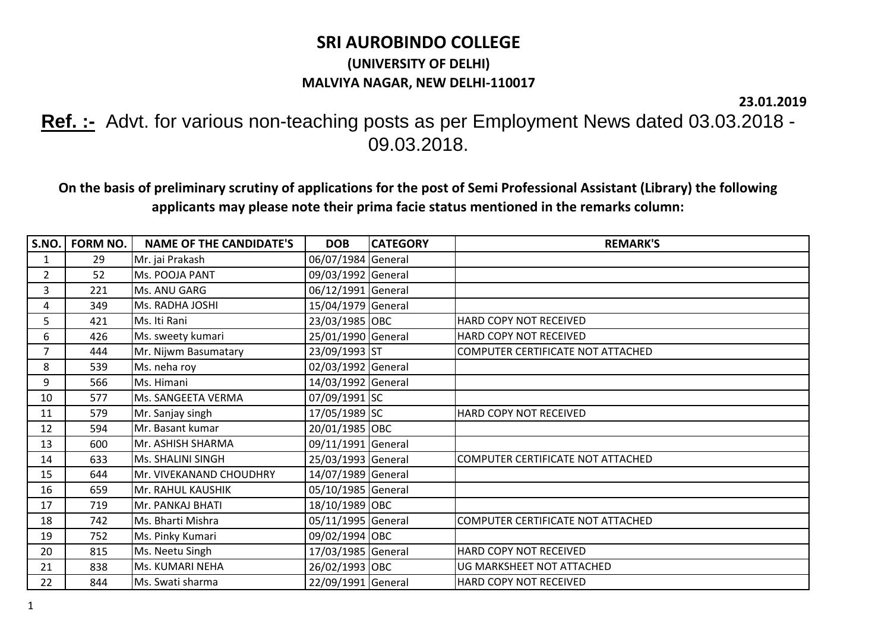# SRI AUROBINDO COLLEGE

## (UNIVERSITY OF DELHI)

### MALVIYA NAGAR, NEW DELHI-110017

**23.01.2019**

**Ref. :-** Advt. for various non-teaching posts as per Employment News dated 03.03.2018 - 09.03.2018.

**On the basis of preliminary scrutiny of applications for the post of Semi Professional Assistant (Library) the following applicants may please note their prima facie status mentioned in the remarks column:**

| S.NO. | FORM NO. | NAME OF THE CANDIDATE'S | DOB | CATEGORY | REMARK'S |
|---|---|---|---|---|---|
| 1 | 29 | Mr. jai Prakash | 06/07/1984 | General | |
| 2 | 52 | Ms. POOJA PANT | 09/03/1992 | General | |
| 3 | 221 | Ms. ANU GARG | 06/12/1991 | General | |
| 4 | 349 | Ms. RADHA JOSHI | 15/04/1979 | General | |
| 5 | 421 | Ms. Iti Rani | 23/03/1985 | OBC | HARD COPY NOT RECEIVED |
| 6 | 426 | Ms. sweety kumari | 25/01/1990 | General | HARD COPY NOT RECEIVED |
| 7 | 444 | Mr. Nijwm Basumatary | 23/09/1993 | ST | COMPUTER CERTIFICATE NOT ATTACHED |
| 8 | 539 | Ms. neha roy | 02/03/1992 | General | |
| 9 | 566 | Ms. Himani | 14/03/1992 | General | |
| 10 | 577 | Ms. SANGEETA VERMA | 07/09/1991 | SC | |
| 11 | 579 | Mr. Sanjay singh | 17/05/1989 | SC | HARD COPY NOT RECEIVED |
| 12 | 594 | Mr. Basant kumar | 20/01/1985 | OBC | |
| 13 | 600 | Mr. ASHISH SHARMA | 09/11/1991 | General | |
| 14 | 633 | Ms. SHALINI SINGH | 25/03/1993 | General | COMPUTER CERTIFICATE NOT ATTACHED |
| 15 | 644 | Mr. VIVEKANAND CHOUDHRY | 14/07/1989 | General | |
| 16 | 659 | Mr. RAHUL KAUSHIK | 05/10/1985 | General | |
| 17 | 719 | Mr. PANKAJ BHATI | 18/10/1989 | OBC | |
| 18 | 742 | Ms. Bharti Mishra | 05/11/1995 | General | COMPUTER CERTIFICATE NOT ATTACHED |
| 19 | 752 | Ms. Pinky Kumari | 09/02/1994 | OBC | |
| 20 | 815 | Ms. Neetu Singh | 17/03/1985 | General | HARD COPY NOT RECEIVED |
| 21 | 838 | Ms. KUMARI NEHA | 26/02/1993 | OBC | UG MARKSHEET NOT ATTACHED |
| 22 | 844 | Ms. Swati sharma | 22/09/1991 | General | HARD COPY NOT RECEIVED |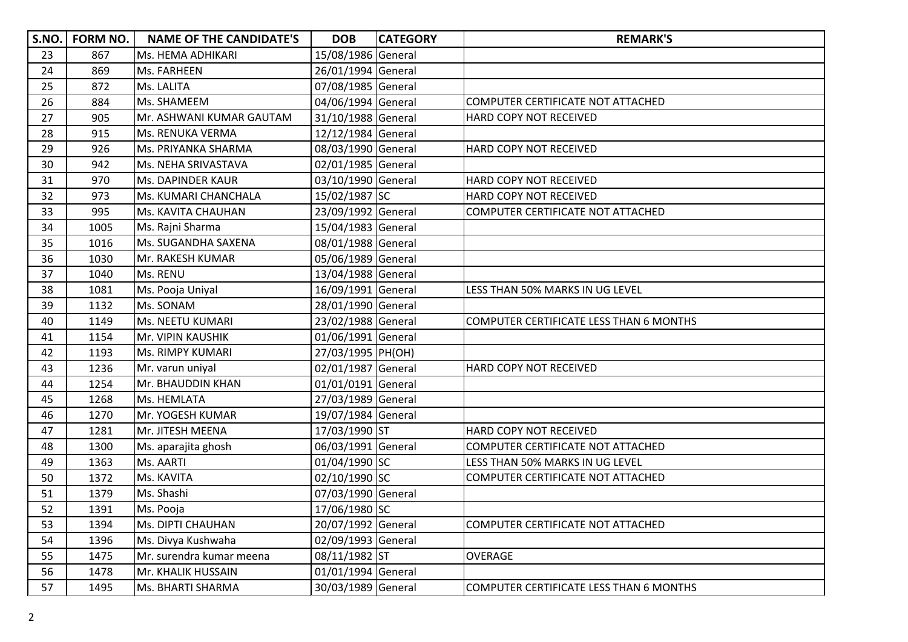| S.NO. | FORM NO. | NAME OF THE CANDIDATE'S | DOB | CATEGORY | REMARK'S |
|---|---|---|---|---|---|
| 23 | 867 | Ms. HEMA ADHIKARI | 15/08/1986 | General | |
| 24 | 869 | Ms. FARHEEN | 26/01/1994 | General | |
| 25 | 872 | Ms. LALITA | 07/08/1985 | General | |
| 26 | 884 | Ms. SHAMEEM | 04/06/1994 | General | COMPUTER CERTIFICATE NOT ATTACHED |
| 27 | 905 | Mr. ASHWANI KUMAR GAUTAM | 31/10/1988 | General | HARD COPY NOT RECEIVED |
| 28 | 915 | Ms. RENUKA VERMA | 12/12/1984 | General | |
| 29 | 926 | Ms. PRIYANKA SHARMA | 08/03/1990 | General | HARD COPY NOT RECEIVED |
| 30 | 942 | Ms. NEHA SRIVASTAVA | 02/01/1985 | General | |
| 31 | 970 | Ms. DAPINDER KAUR | 03/10/1990 | General | HARD COPY NOT RECEIVED |
| 32 | 973 | Ms. KUMARI CHANCHALA | 15/02/1987 | SC | HARD COPY NOT RECEIVED |
| 33 | 995 | Ms. KAVITA CHAUHAN | 23/09/1992 | General | COMPUTER CERTIFICATE NOT ATTACHED |
| 34 | 1005 | Ms. Rajni Sharma | 15/04/1983 | General | |
| 35 | 1016 | Ms. SUGANDHA SAXENA | 08/01/1988 | General | |
| 36 | 1030 | Mr. RAKESH KUMAR | 05/06/1989 | General | |
| 37 | 1040 | Ms. RENU | 13/04/1988 | General | |
| 38 | 1081 | Ms. Pooja Uniyal | 16/09/1991 | General | LESS THAN 50% MARKS IN UG LEVEL |
| 39 | 1132 | Ms. SONAM | 28/01/1990 | General | |
| 40 | 1149 | Ms. NEETU KUMARI | 23/02/1988 | General | COMPUTER CERTIFICATE LESS THAN 6 MONTHS |
| 41 | 1154 | Mr. VIPIN KAUSHIK | 01/06/1991 | General | |
| 42 | 1193 | Ms. RIMPY KUMARI | 27/03/1995 | PH(OH) | |
| 43 | 1236 | Mr. varun uniyal | 02/01/1987 | General | HARD COPY NOT RECEIVED |
| 44 | 1254 | Mr. BHAUDDIN KHAN | 01/01/0191 | General | |
| 45 | 1268 | Ms. HEMLATA | 27/03/1989 | General | |
| 46 | 1270 | Mr. YOGESH KUMAR | 19/07/1984 | General | |
| 47 | 1281 | Mr. JITESH MEENA | 17/03/1990 | ST | HARD COPY NOT RECEIVED |
| 48 | 1300 | Ms. aparajita ghosh | 06/03/1991 | General | COMPUTER CERTIFICATE NOT ATTACHED |
| 49 | 1363 | Ms. AARTI | 01/04/1990 | SC | LESS THAN 50% MARKS IN UG LEVEL |
| 50 | 1372 | Ms. KAVITA | 02/10/1990 | SC | COMPUTER CERTIFICATE NOT ATTACHED |
| 51 | 1379 | Ms. Shashi | 07/03/1990 | General | |
| 52 | 1391 | Ms. Pooja | 17/06/1980 | SC | |
| 53 | 1394 | Ms. DIPTI CHAUHAN | 20/07/1992 | General | COMPUTER CERTIFICATE NOT ATTACHED |
| 54 | 1396 | Ms. Divya Kushwaha | 02/09/1993 | General | |
| 55 | 1475 | Mr. surendra kumar meena | 08/11/1982 | ST | OVERAGE |
| 56 | 1478 | Mr. KHALIK HUSSAIN | 01/01/1994 | General | |
| 57 | 1495 | Ms. BHARTI SHARMA | 30/03/1989 | General | COMPUTER CERTIFICATE LESS THAN 6 MONTHS |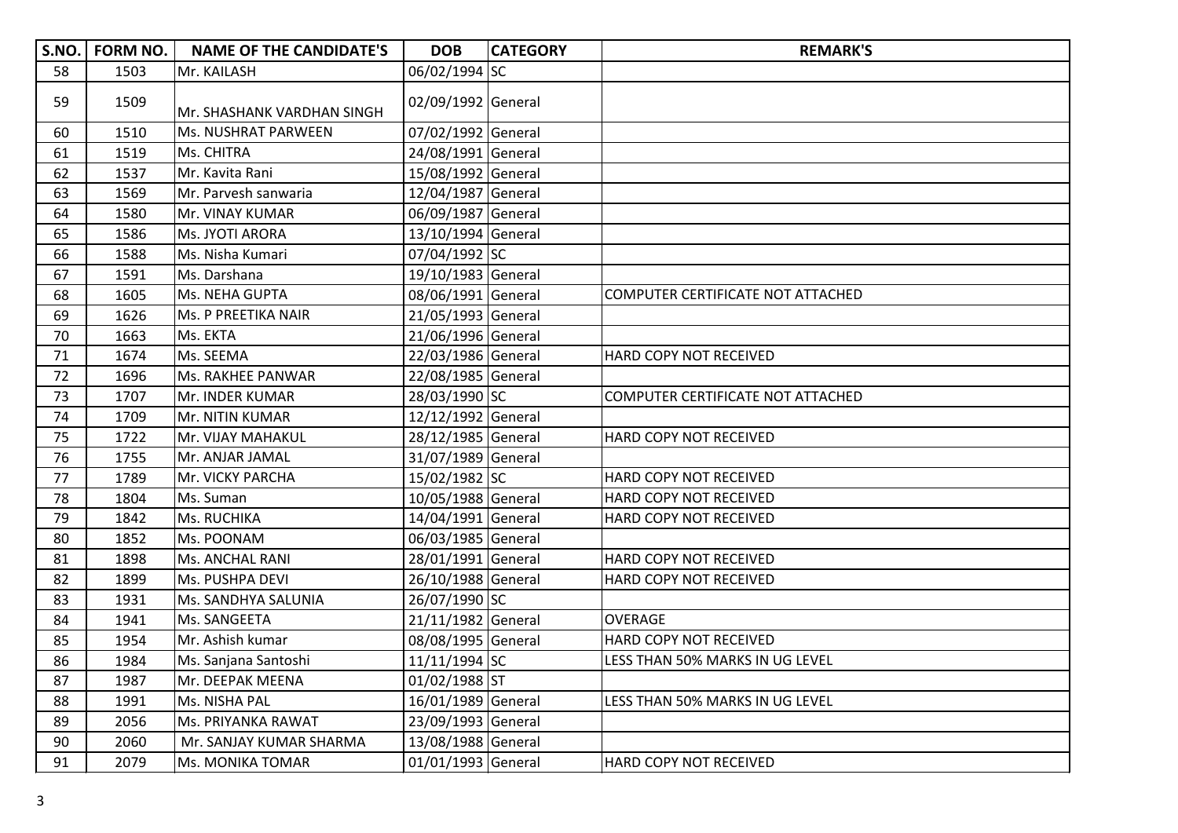| S.NO. | FORM NO. | NAME OF THE CANDIDATE'S | DOB | CATEGORY | REMARK'S |
|---|---|---|---|---|---|
| 58 | 1503 | Mr. KAILASH | 06/02/1994 | SC | |
| 59 | 1509 | Mr. SHASHANK VARDHAN SINGH | 02/09/1992 | General | |
| 60 | 1510 | Ms. NUSHRAT PARWEEN | 07/02/1992 | General | |
| 61 | 1519 | Ms. CHITRA | 24/08/1991 | General | |
| 62 | 1537 | Mr. Kavita Rani | 15/08/1992 | General | |
| 63 | 1569 | Mr. Parvesh sanwaria | 12/04/1987 | General | |
| 64 | 1580 | Mr. VINAY KUMAR | 06/09/1987 | General | |
| 65 | 1586 | Ms. JYOTI ARORA | 13/10/1994 | General | |
| 66 | 1588 | Ms. Nisha Kumari | 07/04/1992 | SC | |
| 67 | 1591 | Ms. Darshana | 19/10/1983 | General | |
| 68 | 1605 | Ms. NEHA GUPTA | 08/06/1991 | General | COMPUTER CERTIFICATE NOT ATTACHED |
| 69 | 1626 | Ms. P PREETIKA NAIR | 21/05/1993 | General | |
| 70 | 1663 | Ms. EKTA | 21/06/1996 | General | |
| 71 | 1674 | Ms. SEEMA | 22/03/1986 | General | HARD COPY NOT RECEIVED |
| 72 | 1696 | Ms. RAKHEE PANWAR | 22/08/1985 | General | |
| 73 | 1707 | Mr. INDER KUMAR | 28/03/1990 | SC | COMPUTER CERTIFICATE NOT ATTACHED |
| 74 | 1709 | Mr. NITIN KUMAR | 12/12/1992 | General | |
| 75 | 1722 | Mr. VIJAY MAHAKUL | 28/12/1985 | General | HARD COPY NOT RECEIVED |
| 76 | 1755 | Mr. ANJAR JAMAL | 31/07/1989 | General | |
| 77 | 1789 | Mr. VICKY PARCHA | 15/02/1982 | SC | HARD COPY NOT RECEIVED |
| 78 | 1804 | Ms. Suman | 10/05/1988 | General | HARD COPY NOT RECEIVED |
| 79 | 1842 | Ms. RUCHIKA | 14/04/1991 | General | HARD COPY NOT RECEIVED |
| 80 | 1852 | Ms. POONAM | 06/03/1985 | General | |
| 81 | 1898 | Ms. ANCHAL RANI | 28/01/1991 | General | HARD COPY NOT RECEIVED |
| 82 | 1899 | Ms. PUSHPA DEVI | 26/10/1988 | General | HARD COPY NOT RECEIVED |
| 83 | 1931 | Ms. SANDHYA SALUNIA | 26/07/1990 | SC | |
| 84 | 1941 | Ms. SANGEETA | 21/11/1982 | General | OVERAGE |
| 85 | 1954 | Mr. Ashish kumar | 08/08/1995 | General | HARD COPY NOT RECEIVED |
| 86 | 1984 | Ms. Sanjana Santoshi | 11/11/1994 | SC | LESS THAN 50% MARKS IN UG LEVEL |
| 87 | 1987 | Mr. DEEPAK MEENA | 01/02/1988 | ST | |
| 88 | 1991 | Ms. NISHA PAL | 16/01/1989 | General | LESS THAN 50% MARKS IN UG LEVEL |
| 89 | 2056 | Ms. PRIYANKA RAWAT | 23/09/1993 | General | |
| 90 | 2060 | Mr. SANJAY KUMAR SHARMA | 13/08/1988 | General | |
| 91 | 2079 | Ms. MONIKA TOMAR | 01/01/1993 | General | HARD COPY NOT RECEIVED |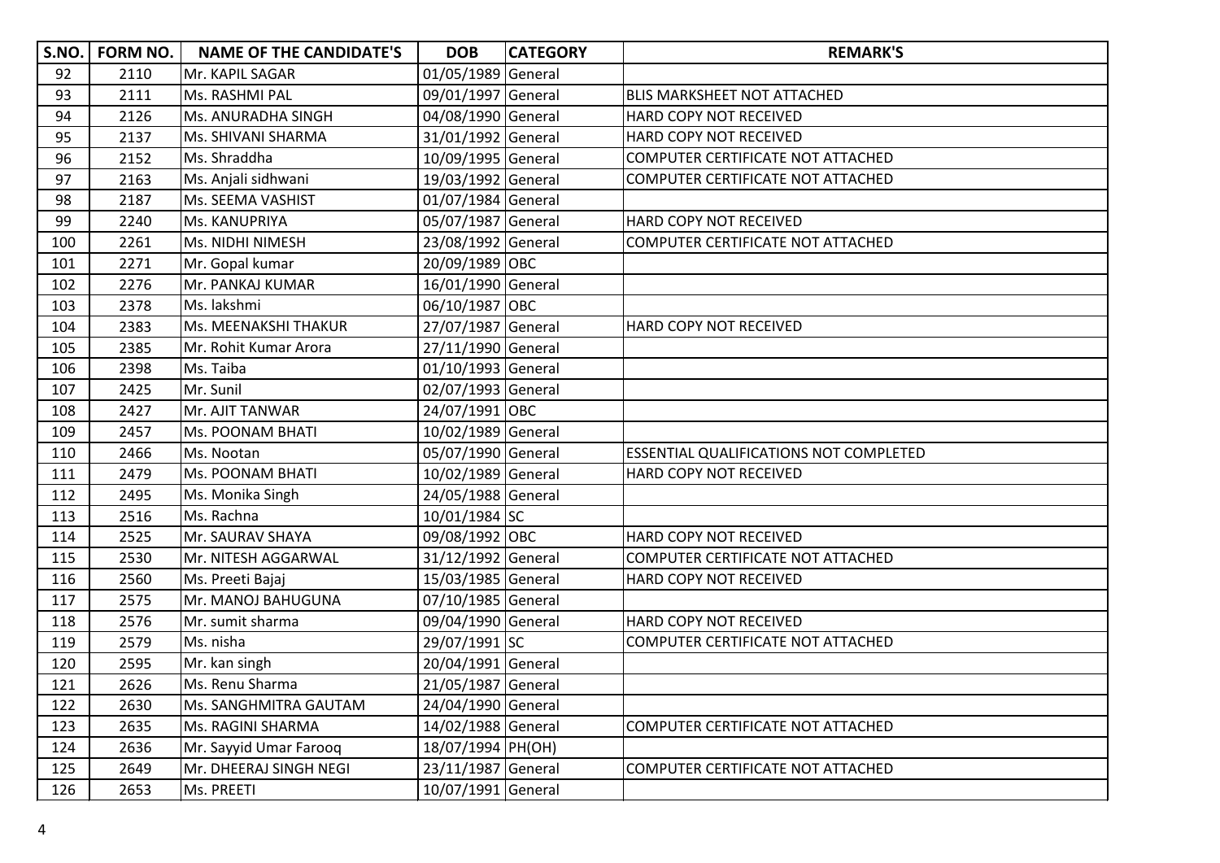| S.NO. | FORM NO. | NAME OF THE CANDIDATE'S | DOB | CATEGORY | REMARK'S |
|---|---|---|---|---|---|
| 92 | 2110 | Mr. KAPIL SAGAR | 01/05/1989 | General | |
| 93 | 2111 | Ms. RASHMI PAL | 09/01/1997 | General | BLIS MARKSHEET NOT ATTACHED |
| 94 | 2126 | Ms. ANURADHA SINGH | 04/08/1990 | General | HARD COPY NOT RECEIVED |
| 95 | 2137 | Ms. SHIVANI SHARMA | 31/01/1992 | General | HARD COPY NOT RECEIVED |
| 96 | 2152 | Ms. Shraddha | 10/09/1995 | General | COMPUTER CERTIFICATE NOT ATTACHED |
| 97 | 2163 | Ms. Anjali sidhwani | 19/03/1992 | General | COMPUTER CERTIFICATE NOT ATTACHED |
| 98 | 2187 | Ms. SEEMA VASHIST | 01/07/1984 | General | |
| 99 | 2240 | Ms. KANUPRIYA | 05/07/1987 | General | HARD COPY NOT RECEIVED |
| 100 | 2261 | Ms. NIDHI NIMESH | 23/08/1992 | General | COMPUTER CERTIFICATE NOT ATTACHED |
| 101 | 2271 | Mr. Gopal kumar | 20/09/1989 | OBC | |
| 102 | 2276 | Mr. PANKAJ KUMAR | 16/01/1990 | General | |
| 103 | 2378 | Ms. lakshmi | 06/10/1987 | OBC | |
| 104 | 2383 | Ms. MEENAKSHI THAKUR | 27/07/1987 | General | HARD COPY NOT RECEIVED |
| 105 | 2385 | Mr. Rohit Kumar Arora | 27/11/1990 | General | |
| 106 | 2398 | Ms. Taiba | 01/10/1993 | General | |
| 107 | 2425 | Mr. Sunil | 02/07/1993 | General | |
| 108 | 2427 | Mr. AJIT TANWAR | 24/07/1991 | OBC | |
| 109 | 2457 | Ms. POONAM BHATI | 10/02/1989 | General | |
| 110 | 2466 | Ms. Nootan | 05/07/1990 | General | ESSENTIAL QUALIFICATIONS NOT COMPLETED |
| 111 | 2479 | Ms. POONAM BHATI | 10/02/1989 | General | HARD COPY NOT RECEIVED |
| 112 | 2495 | Ms. Monika Singh | 24/05/1988 | General | |
| 113 | 2516 | Ms. Rachna | 10/01/1984 | SC | |
| 114 | 2525 | Mr. SAURAV SHAYA | 09/08/1992 | OBC | HARD COPY NOT RECEIVED |
| 115 | 2530 | Mr. NITESH AGGARWAL | 31/12/1992 | General | COMPUTER CERTIFICATE NOT ATTACHED |
| 116 | 2560 | Ms. Preeti Bajaj | 15/03/1985 | General | HARD COPY NOT RECEIVED |
| 117 | 2575 | Mr. MANOJ BAHUGUNA | 07/10/1985 | General | |
| 118 | 2576 | Mr. sumit sharma | 09/04/1990 | General | HARD COPY NOT RECEIVED |
| 119 | 2579 | Ms. nisha | 29/07/1991 | SC | COMPUTER CERTIFICATE NOT ATTACHED |
| 120 | 2595 | Mr. kan singh | 20/04/1991 | General | |
| 121 | 2626 | Ms. Renu Sharma | 21/05/1987 | General | |
| 122 | 2630 | Ms. SANGHMITRA GAUTAM | 24/04/1990 | General | |
| 123 | 2635 | Ms. RAGINI SHARMA | 14/02/1988 | General | COMPUTER CERTIFICATE NOT ATTACHED |
| 124 | 2636 | Mr. Sayyid Umar Farooq | 18/07/1994 | PH(OH) | |
| 125 | 2649 | Mr. DHEERAJ SINGH NEGI | 23/11/1987 | General | COMPUTER CERTIFICATE NOT ATTACHED |
| 126 | 2653 | Ms. PREETI | 10/07/1991 | General | |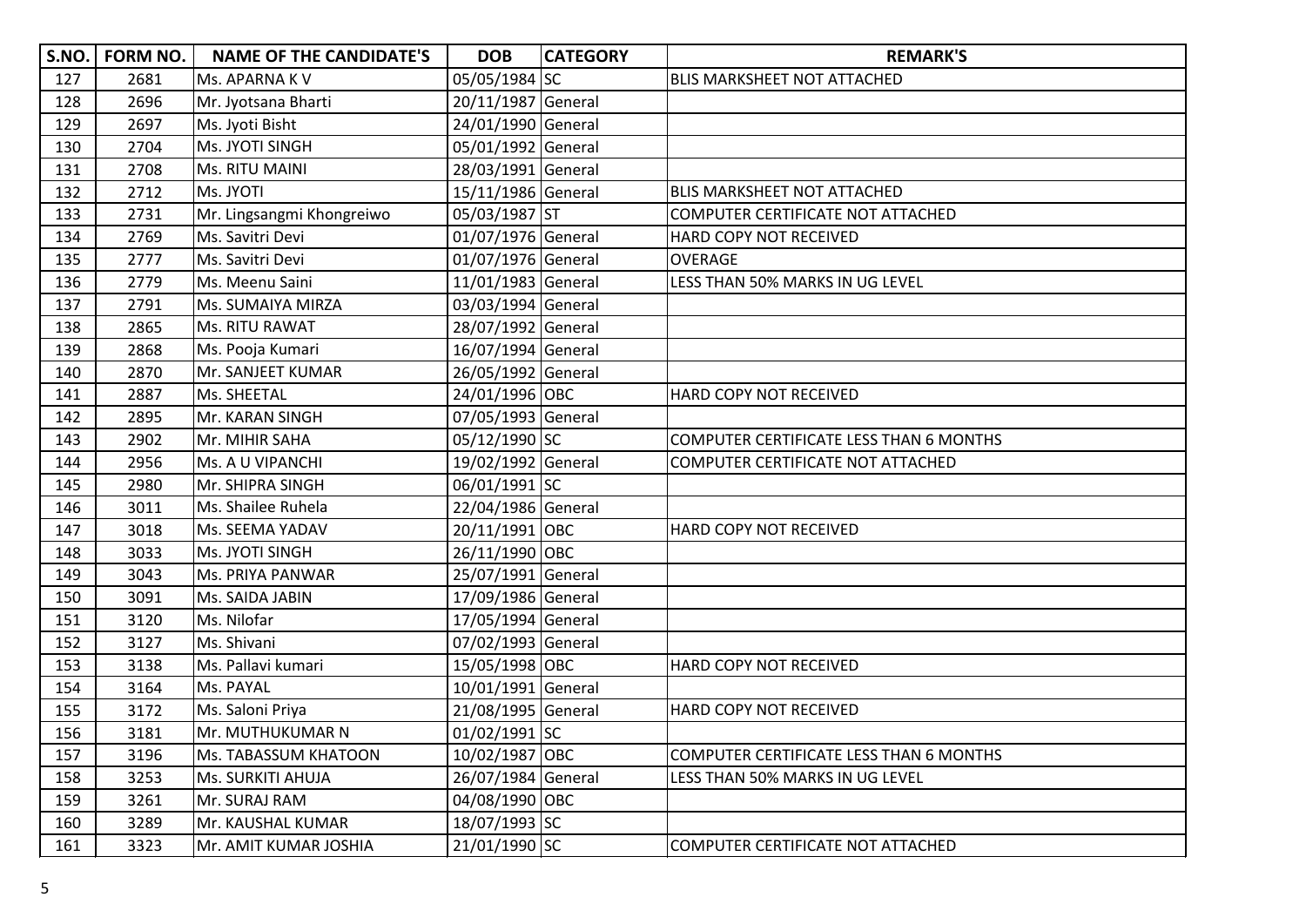| S.NO. | FORM NO. | NAME OF THE CANDIDATE'S | DOB | CATEGORY | REMARK'S |
|---|---|---|---|---|---|
| 127 | 2681 | Ms. APARNA K V | 05/05/1984 | SC | BLIS MARKSHEET NOT ATTACHED |
| 128 | 2696 | Mr. Jyotsana Bharti | 20/11/1987 | General | |
| 129 | 2697 | Ms. Jyoti Bisht | 24/01/1990 | General | |
| 130 | 2704 | Ms. JYOTI SINGH | 05/01/1992 | General | |
| 131 | 2708 | Ms. RITU MAINI | 28/03/1991 | General | |
| 132 | 2712 | Ms. JYOTI | 15/11/1986 | General | BLIS MARKSHEET NOT ATTACHED |
| 133 | 2731 | Mr. Lingsangmi Khongreiwo | 05/03/1987 | ST | COMPUTER CERTIFICATE NOT ATTACHED |
| 134 | 2769 | Ms. Savitri Devi | 01/07/1976 | General | HARD COPY NOT RECEIVED |
| 135 | 2777 | Ms. Savitri Devi | 01/07/1976 | General | OVERAGE |
| 136 | 2779 | Ms. Meenu Saini | 11/01/1983 | General | LESS THAN 50% MARKS IN UG LEVEL |
| 137 | 2791 | Ms. SUMAIYA MIRZA | 03/03/1994 | General | |
| 138 | 2865 | Ms. RITU RAWAT | 28/07/1992 | General | |
| 139 | 2868 | Ms. Pooja Kumari | 16/07/1994 | General | |
| 140 | 2870 | Mr. SANJEET KUMAR | 26/05/1992 | General | |
| 141 | 2887 | Ms. SHEETAL | 24/01/1996 | OBC | HARD COPY NOT RECEIVED |
| 142 | 2895 | Mr. KARAN SINGH | 07/05/1993 | General | |
| 143 | 2902 | Mr. MIHIR SAHA | 05/12/1990 | SC | COMPUTER CERTIFICATE LESS THAN 6 MONTHS |
| 144 | 2956 | Ms. A U VIPANCHI | 19/02/1992 | General | COMPUTER CERTIFICATE NOT ATTACHED |
| 145 | 2980 | Mr. SHIPRA SINGH | 06/01/1991 | SC | |
| 146 | 3011 | Ms. Shailee Ruhela | 22/04/1986 | General | |
| 147 | 3018 | Ms. SEEMA YADAV | 20/11/1991 | OBC | HARD COPY NOT RECEIVED |
| 148 | 3033 | Ms. JYOTI SINGH | 26/11/1990 | OBC | |
| 149 | 3043 | Ms. PRIYA PANWAR | 25/07/1991 | General | |
| 150 | 3091 | Ms. SAIDA JABIN | 17/09/1986 | General | |
| 151 | 3120 | Ms. Nilofar | 17/05/1994 | General | |
| 152 | 3127 | Ms. Shivani | 07/02/1993 | General | |
| 153 | 3138 | Ms. Pallavi kumari | 15/05/1998 | OBC | HARD COPY NOT RECEIVED |
| 154 | 3164 | Ms. PAYAL | 10/01/1991 | General | |
| 155 | 3172 | Ms. Saloni Priya | 21/08/1995 | General | HARD COPY NOT RECEIVED |
| 156 | 3181 | Mr. MUTHUKUMAR N | 01/02/1991 | SC | |
| 157 | 3196 | Ms. TABASSUM KHATOON | 10/02/1987 | OBC | COMPUTER CERTIFICATE LESS THAN 6 MONTHS |
| 158 | 3253 | Ms. SURKITI AHUJA | 26/07/1984 | General | LESS THAN 50% MARKS IN UG LEVEL |
| 159 | 3261 | Mr. SURAJ RAM | 04/08/1990 | OBC | |
| 160 | 3289 | Mr. KAUSHAL KUMAR | 18/07/1993 | SC | |
| 161 | 3323 | Mr. AMIT KUMAR JOSHIA | 21/01/1990 | SC | COMPUTER CERTIFICATE NOT ATTACHED |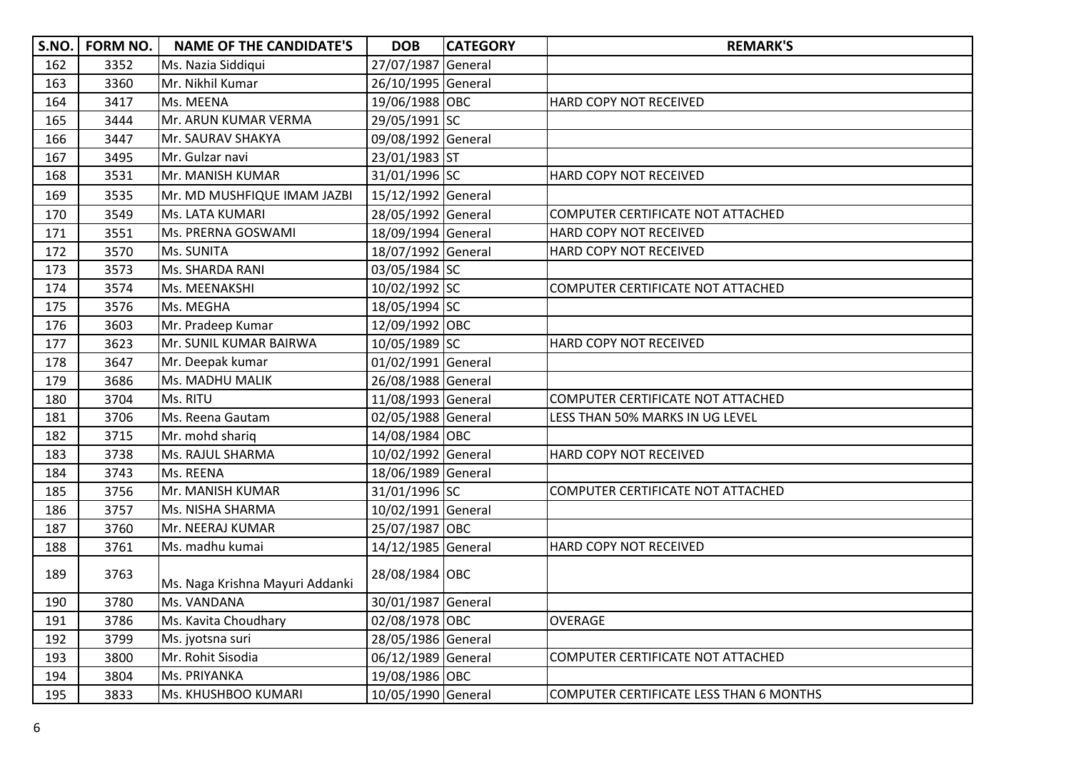| S.NO. | FORM NO. | NAME OF THE CANDIDATE'S | DOB | CATEGORY | REMARK'S |
|---|---|---|---|---|---|
| 162 | 3352 | Ms. Nazia Siddiqui | 27/07/1987 | General | |
| 163 | 3360 | Mr. Nikhil Kumar | 26/10/1995 | General | |
| 164 | 3417 | Ms. MEENA | 19/06/1988 | OBC | HARD COPY NOT RECEIVED |
| 165 | 3444 | Mr. ARUN KUMAR VERMA | 29/05/1991 | SC | |
| 166 | 3447 | Mr. SAURAV SHAKYA | 09/08/1992 | General | |
| 167 | 3495 | Mr. Gulzar navi | 23/01/1983 | ST | |
| 168 | 3531 | Mr. MANISH KUMAR | 31/01/1996 | SC | HARD COPY NOT RECEIVED |
| 169 | 3535 | Mr. MD MUSHFIQUE IMAM JAZBI | 15/12/1992 | General | |
| 170 | 3549 | Ms. LATA KUMARI | 28/05/1992 | General | COMPUTER CERTIFICATE NOT ATTACHED |
| 171 | 3551 | Ms. PRERNA GOSWAMI | 18/09/1994 | General | HARD COPY NOT RECEIVED |
| 172 | 3570 | Ms. SUNITA | 18/07/1992 | General | HARD COPY NOT RECEIVED |
| 173 | 3573 | Ms. SHARDA RANI | 03/05/1984 | SC | |
| 174 | 3574 | Ms. MEENAKSHI | 10/02/1992 | SC | COMPUTER CERTIFICATE NOT ATTACHED |
| 175 | 3576 | Ms. MEGHA | 18/05/1994 | SC | |
| 176 | 3603 | Mr. Pradeep Kumar | 12/09/1992 | OBC | |
| 177 | 3623 | Mr. SUNIL KUMAR BAIRWA | 10/05/1989 | SC | HARD COPY NOT RECEIVED |
| 178 | 3647 | Mr. Deepak kumar | 01/02/1991 | General | |
| 179 | 3686 | Ms. MADHU MALIK | 26/08/1988 | General | |
| 180 | 3704 | Ms. RITU | 11/08/1993 | General | COMPUTER CERTIFICATE NOT ATTACHED |
| 181 | 3706 | Ms. Reena Gautam | 02/05/1988 | General | LESS THAN 50% MARKS IN UG LEVEL |
| 182 | 3715 | Mr. mohd shariq | 14/08/1984 | OBC | |
| 183 | 3738 | Ms. RAJUL SHARMA | 10/02/1992 | General | HARD COPY NOT RECEIVED |
| 184 | 3743 | Ms. REENA | 18/06/1989 | General | |
| 185 | 3756 | Mr. MANISH KUMAR | 31/01/1996 | SC | COMPUTER CERTIFICATE NOT ATTACHED |
| 186 | 3757 | Ms. NISHA SHARMA | 10/02/1991 | General | |
| 187 | 3760 | Mr. NEERAJ KUMAR | 25/07/1987 | OBC | |
| 188 | 3761 | Ms. madhu kumai | 14/12/1985 | General | HARD COPY NOT RECEIVED |
| 189 | 3763 | Ms. Naga Krishna Mayuri Addanki | 28/08/1984 | OBC | |
| 190 | 3780 | Ms. VANDANA | 30/01/1987 | General | |
| 191 | 3786 | Ms. Kavita Choudhary | 02/08/1978 | OBC | OVERAGE |
| 192 | 3799 | Ms. jyotsna suri | 28/05/1986 | General | |
| 193 | 3800 | Mr. Rohit Sisodia | 06/12/1989 | General | COMPUTER CERTIFICATE NOT ATTACHED |
| 194 | 3804 | Ms. PRIYANKA | 19/08/1986 | OBC | |
| 195 | 3833 | Ms. KHUSHBOO KUMARI | 10/05/1990 | General | COMPUTER CERTIFICATE LESS THAN 6 MONTHS |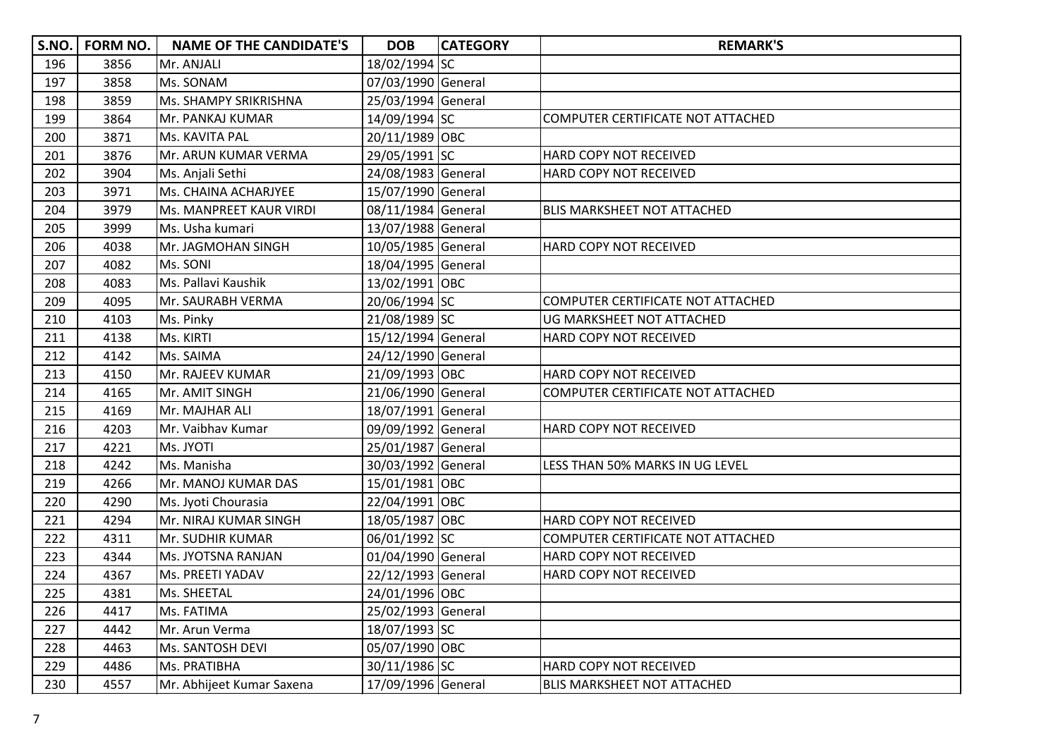| S.NO. | FORM NO. | NAME OF THE CANDIDATE'S | DOB | CATEGORY | REMARK'S |
|---|---|---|---|---|---|
| 196 | 3856 | Mr. ANJALI | 18/02/1994 | SC | |
| 197 | 3858 | Ms. SONAM | 07/03/1990 | General | |
| 198 | 3859 | Ms. SHAMPY SRIKRISHNA | 25/03/1994 | General | |
| 199 | 3864 | Mr. PANKAJ KUMAR | 14/09/1994 | SC | COMPUTER CERTIFICATE NOT ATTACHED |
| 200 | 3871 | Ms. KAVITA PAL | 20/11/1989 | OBC | |
| 201 | 3876 | Mr. ARUN KUMAR VERMA | 29/05/1991 | SC | HARD COPY NOT RECEIVED |
| 202 | 3904 | Ms. Anjali Sethi | 24/08/1983 | General | HARD COPY NOT RECEIVED |
| 203 | 3971 | Ms. CHAINA ACHARJYEE | 15/07/1990 | General | |
| 204 | 3979 | Ms. MANPREET KAUR VIRDI | 08/11/1984 | General | BLIS MARKSHEET NOT ATTACHED |
| 205 | 3999 | Ms. Usha kumari | 13/07/1988 | General | |
| 206 | 4038 | Mr. JAGMOHAN SINGH | 10/05/1985 | General | HARD COPY NOT RECEIVED |
| 207 | 4082 | Ms. SONI | 18/04/1995 | General | |
| 208 | 4083 | Ms. Pallavi Kaushik | 13/02/1991 | OBC | |
| 209 | 4095 | Mr. SAURABH VERMA | 20/06/1994 | SC | COMPUTER CERTIFICATE NOT ATTACHED |
| 210 | 4103 | Ms. Pinky | 21/08/1989 | SC | UG MARKSHEET NOT ATTACHED |
| 211 | 4138 | Ms. KIRTI | 15/12/1994 | General | HARD COPY NOT RECEIVED |
| 212 | 4142 | Ms. SAIMA | 24/12/1990 | General | |
| 213 | 4150 | Mr. RAJEEV KUMAR | 21/09/1993 | OBC | HARD COPY NOT RECEIVED |
| 214 | 4165 | Mr. AMIT SINGH | 21/06/1990 | General | COMPUTER CERTIFICATE NOT ATTACHED |
| 215 | 4169 | Mr. MAJHAR ALI | 18/07/1991 | General | |
| 216 | 4203 | Mr. Vaibhav Kumar | 09/09/1992 | General | HARD COPY NOT RECEIVED |
| 217 | 4221 | Ms. JYOTI | 25/01/1987 | General | |
| 218 | 4242 | Ms. Manisha | 30/03/1992 | General | LESS THAN 50% MARKS IN UG LEVEL |
| 219 | 4266 | Mr. MANOJ KUMAR DAS | 15/01/1981 | OBC | |
| 220 | 4290 | Ms. Jyoti Chourasia | 22/04/1991 | OBC | |
| 221 | 4294 | Mr. NIRAJ KUMAR SINGH | 18/05/1987 | OBC | HARD COPY NOT RECEIVED |
| 222 | 4311 | Mr. SUDHIR KUMAR | 06/01/1992 | SC | COMPUTER CERTIFICATE NOT ATTACHED |
| 223 | 4344 | Ms. JYOTSNA RANJAN | 01/04/1990 | General | HARD COPY NOT RECEIVED |
| 224 | 4367 | Ms. PREETI YADAV | 22/12/1993 | General | HARD COPY NOT RECEIVED |
| 225 | 4381 | Ms. SHEETAL | 24/01/1996 | OBC | |
| 226 | 4417 | Ms. FATIMA | 25/02/1993 | General | |
| 227 | 4442 | Mr. Arun Verma | 18/07/1993 | SC | |
| 228 | 4463 | Ms. SANTOSH DEVI | 05/07/1990 | OBC | |
| 229 | 4486 | Ms. PRATIBHA | 30/11/1986 | SC | HARD COPY NOT RECEIVED |
| 230 | 4557 | Mr. Abhijeet Kumar Saxena | 17/09/1996 | General | BLIS MARKSHEET NOT ATTACHED |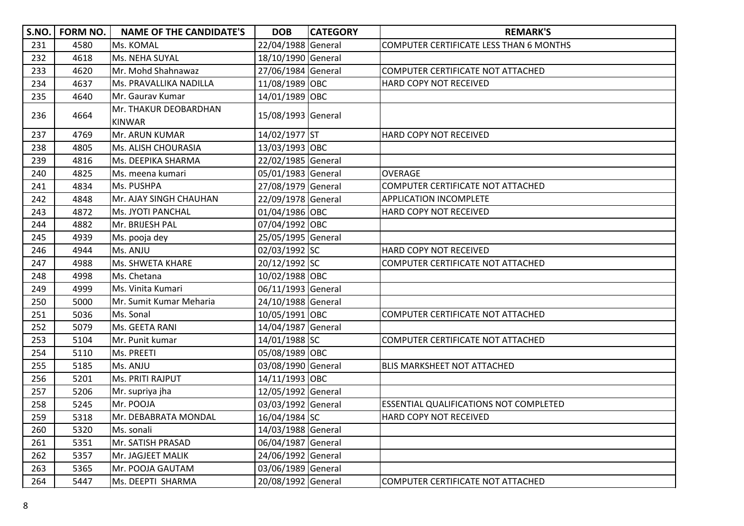| S.NO. | FORM NO. | NAME OF THE CANDIDATE'S | DOB | CATEGORY | REMARK'S |
|---|---|---|---|---|---|
| 231 | 4580 | Ms. KOMAL | 22/04/1988 | General | COMPUTER CERTIFICATE LESS THAN 6 MONTHS |
| 232 | 4618 | Ms. NEHA SUYAL | 18/10/1990 | General | |
| 233 | 4620 | Mr. Mohd Shahnawaz | 27/06/1984 | General | COMPUTER CERTIFICATE NOT ATTACHED |
| 234 | 4637 | Ms. PRAVALLIKA NADILLA | 11/08/1989 | OBC | HARD COPY NOT RECEIVED |
| 235 | 4640 | Mr. Gaurav Kumar | 14/01/1989 | OBC | |
| 236 | 4664 | Mr. THAKUR DEOBARDHAN KINWAR | 15/08/1993 | General | |
| 237 | 4769 | Mr. ARUN KUMAR | 14/02/1977 | ST | HARD COPY NOT RECEIVED |
| 238 | 4805 | Ms. ALISH CHOURASIA | 13/03/1993 | OBC | |
| 239 | 4816 | Ms. DEEPIKA SHARMA | 22/02/1985 | General | |
| 240 | 4825 | Ms. meena kumari | 05/01/1983 | General | OVERAGE |
| 241 | 4834 | Ms. PUSHPA | 27/08/1979 | General | COMPUTER CERTIFICATE NOT ATTACHED |
| 242 | 4848 | Mr. AJAY SINGH CHAUHAN | 22/09/1978 | General | APPLICATION INCOMPLETE |
| 243 | 4872 | Ms. JYOTI PANCHAL | 01/04/1986 | OBC | HARD COPY NOT RECEIVED |
| 244 | 4882 | Mr. BRIJESH PAL | 07/04/1992 | OBC | |
| 245 | 4939 | Ms. pooja dey | 25/05/1995 | General | |
| 246 | 4944 | Ms. ANJU | 02/03/1992 | SC | HARD COPY NOT RECEIVED |
| 247 | 4988 | Ms. SHWETA KHARE | 20/12/1992 | SC | COMPUTER CERTIFICATE NOT ATTACHED |
| 248 | 4998 | Ms. Chetana | 10/02/1988 | OBC | |
| 249 | 4999 | Ms. Vinita Kumari | 06/11/1993 | General | |
| 250 | 5000 | Mr. Sumit Kumar Meharia | 24/10/1988 | General | |
| 251 | 5036 | Ms. Sonal | 10/05/1991 | OBC | COMPUTER CERTIFICATE NOT ATTACHED |
| 252 | 5079 | Ms. GEETA RANI | 14/04/1987 | General | |
| 253 | 5104 | Mr. Punit kumar | 14/01/1988 | SC | COMPUTER CERTIFICATE NOT ATTACHED |
| 254 | 5110 | Ms. PREETI | 05/08/1989 | OBC | |
| 255 | 5185 | Ms. ANJU | 03/08/1990 | General | BLIS MARKSHEET NOT ATTACHED |
| 256 | 5201 | Ms. PRITI RAJPUT | 14/11/1993 | OBC | |
| 257 | 5206 | Mr. supriya jha | 12/05/1992 | General | |
| 258 | 5245 | Mr. POOJA | 03/03/1992 | General | ESSENTIAL QUALIFICATIONS NOT COMPLETED |
| 259 | 5318 | Mr. DEBABRATA MONDAL | 16/04/1984 | SC | HARD COPY NOT RECEIVED |
| 260 | 5320 | Ms. sonali | 14/03/1988 | General | |
| 261 | 5351 | Mr. SATISH PRASAD | 06/04/1987 | General | |
| 262 | 5357 | Mr. JAGJEET MALIK | 24/06/1992 | General | |
| 263 | 5365 | Mr. POOJA GAUTAM | 03/06/1989 | General | |
| 264 | 5447 | Ms. DEEPTI SHARMA | 20/08/1992 | General | COMPUTER CERTIFICATE NOT ATTACHED |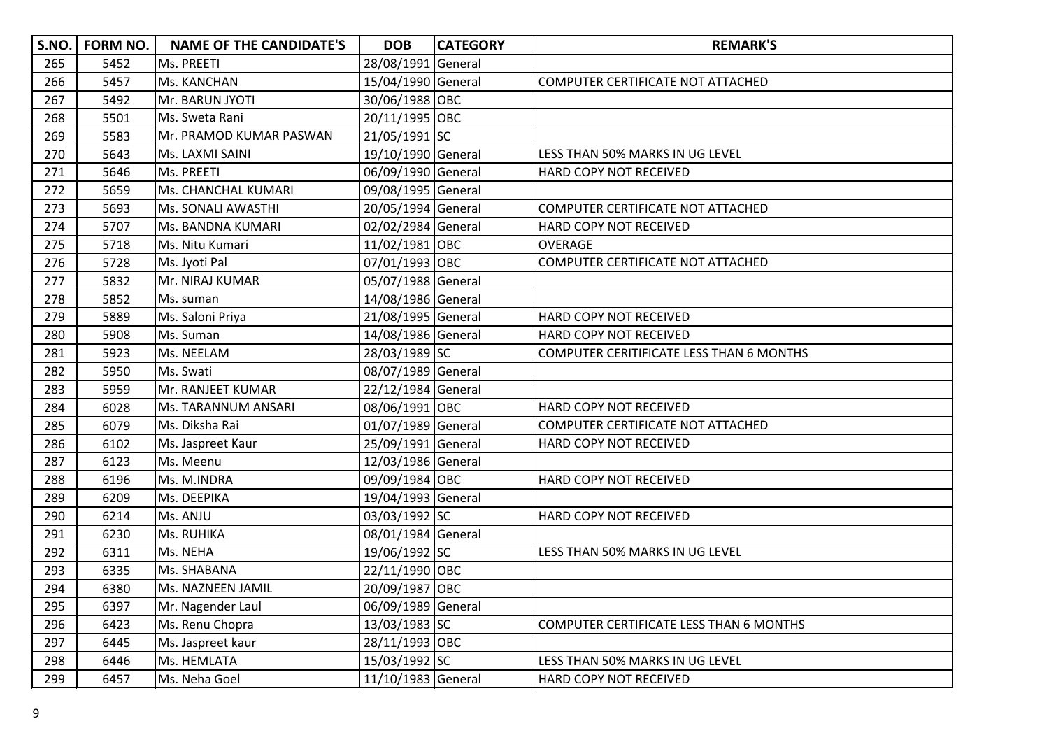| S.NO. | FORM NO. | NAME OF THE CANDIDATE'S | DOB | CATEGORY | REMARK'S |
|---|---|---|---|---|---|
| 265 | 5452 | Ms. PREETI | 28/08/1991 | General | |
| 266 | 5457 | Ms. KANCHAN | 15/04/1990 | General | COMPUTER CERTIFICATE NOT ATTACHED |
| 267 | 5492 | Mr. BARUN JYOTI | 30/06/1988 | OBC | |
| 268 | 5501 | Ms. Sweta Rani | 20/11/1995 | OBC | |
| 269 | 5583 | Mr. PRAMOD KUMAR PASWAN | 21/05/1991 | SC | |
| 270 | 5643 | Ms. LAXMI SAINI | 19/10/1990 | General | LESS THAN 50% MARKS IN UG LEVEL |
| 271 | 5646 | Ms. PREETI | 06/09/1990 | General | HARD COPY NOT RECEIVED |
| 272 | 5659 | Ms. CHANCHAL KUMARI | 09/08/1995 | General | |
| 273 | 5693 | Ms. SONALI AWASTHI | 20/05/1994 | General | COMPUTER CERTIFICATE NOT ATTACHED |
| 274 | 5707 | Ms. BANDNA KUMARI | 02/02/2984 | General | HARD COPY NOT RECEIVED |
| 275 | 5718 | Ms. Nitu Kumari | 11/02/1981 | OBC | OVERAGE |
| 276 | 5728 | Ms. Jyoti Pal | 07/01/1993 | OBC | COMPUTER CERTIFICATE NOT ATTACHED |
| 277 | 5832 | Mr. NIRAJ KUMAR | 05/07/1988 | General | |
| 278 | 5852 | Ms. suman | 14/08/1986 | General | |
| 279 | 5889 | Ms. Saloni Priya | 21/08/1995 | General | HARD COPY NOT RECEIVED |
| 280 | 5908 | Ms. Suman | 14/08/1986 | General | HARD COPY NOT RECEIVED |
| 281 | 5923 | Ms. NEELAM | 28/03/1989 | SC | COMPUTER CERITIFICATE LESS THAN 6 MONTHS |
| 282 | 5950 | Ms. Swati | 08/07/1989 | General | |
| 283 | 5959 | Mr. RANJEET KUMAR | 22/12/1984 | General | |
| 284 | 6028 | Ms. TARANNUM ANSARI | 08/06/1991 | OBC | HARD COPY NOT RECEIVED |
| 285 | 6079 | Ms. Diksha Rai | 01/07/1989 | General | COMPUTER CERTIFICATE NOT ATTACHED |
| 286 | 6102 | Ms. Jaspreet Kaur | 25/09/1991 | General | HARD COPY NOT RECEIVED |
| 287 | 6123 | Ms. Meenu | 12/03/1986 | General | |
| 288 | 6196 | Ms. M.INDRA | 09/09/1984 | OBC | HARD COPY NOT RECEIVED |
| 289 | 6209 | Ms. DEEPIKA | 19/04/1993 | General | |
| 290 | 6214 | Ms. ANJU | 03/03/1992 | SC | HARD COPY NOT RECEIVED |
| 291 | 6230 | Ms. RUHIKA | 08/01/1984 | General | |
| 292 | 6311 | Ms. NEHA | 19/06/1992 | SC | LESS THAN 50% MARKS IN UG LEVEL |
| 293 | 6335 | Ms. SHABANA | 22/11/1990 | OBC | |
| 294 | 6380 | Ms. NAZNEEN JAMIL | 20/09/1987 | OBC | |
| 295 | 6397 | Mr. Nagender Laul | 06/09/1989 | General | |
| 296 | 6423 | Ms. Renu Chopra | 13/03/1983 | SC | COMPUTER CERTIFICATE LESS THAN 6 MONTHS |
| 297 | 6445 | Ms. Jaspreet kaur | 28/11/1993 | OBC | |
| 298 | 6446 | Ms. HEMLATA | 15/03/1992 | SC | LESS THAN 50% MARKS IN UG LEVEL |
| 299 | 6457 | Ms. Neha Goel | 11/10/1983 | General | HARD COPY NOT RECEIVED |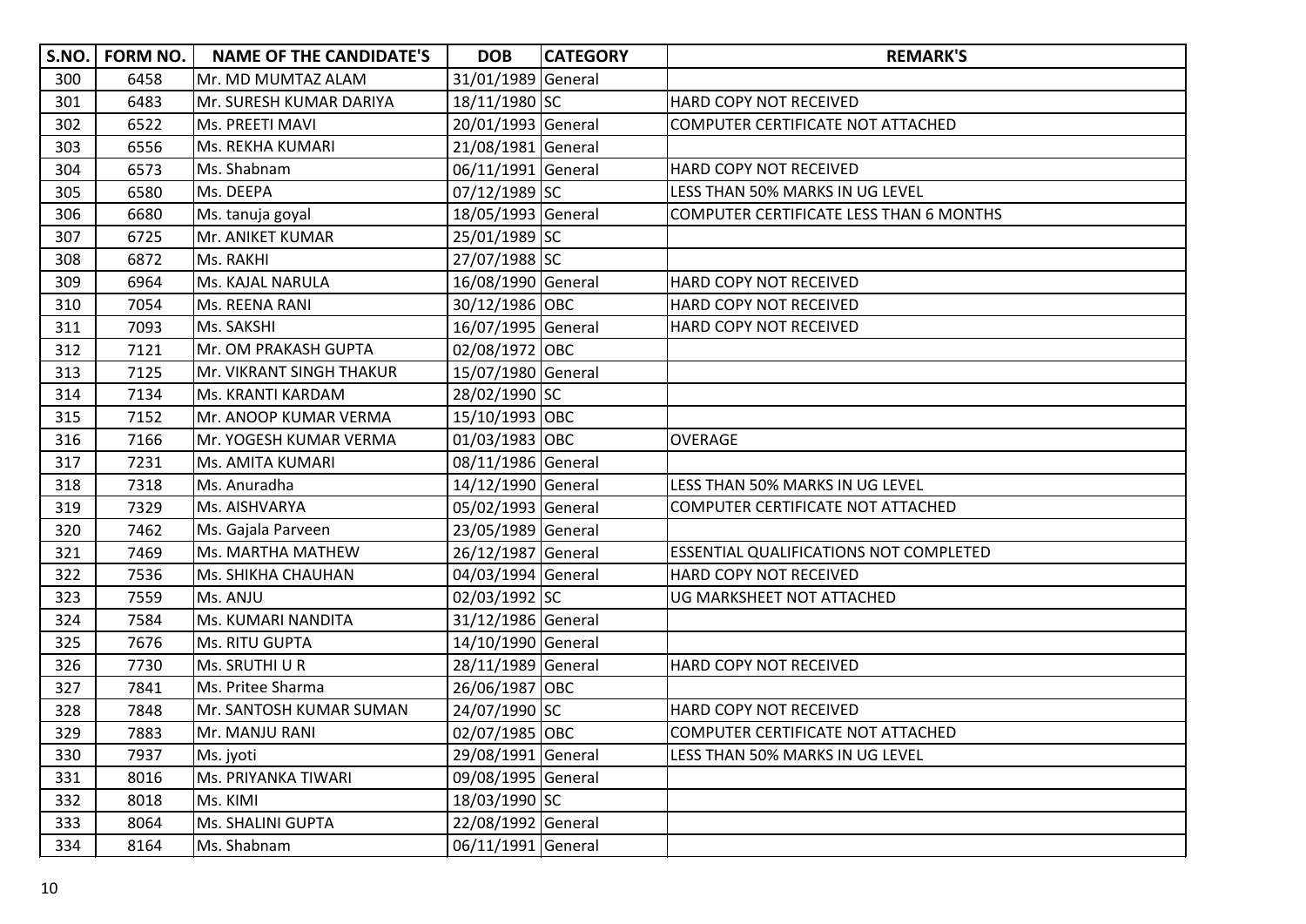| S.NO. | FORM NO. | NAME OF THE CANDIDATE'S | DOB | CATEGORY | REMARK'S |
|---|---|---|---|---|---|
| 300 | 6458 | Mr. MD MUMTAZ ALAM | 31/01/1989 | General | |
| 301 | 6483 | Mr. SURESH KUMAR DARIYA | 18/11/1980 | SC | HARD COPY NOT RECEIVED |
| 302 | 6522 | Ms. PREETI MAVI | 20/01/1993 | General | COMPUTER CERTIFICATE NOT ATTACHED |
| 303 | 6556 | Ms. REKHA KUMARI | 21/08/1981 | General | |
| 304 | 6573 | Ms. Shabnam | 06/11/1991 | General | HARD COPY NOT RECEIVED |
| 305 | 6580 | Ms. DEEPA | 07/12/1989 | SC | LESS THAN 50% MARKS IN UG LEVEL |
| 306 | 6680 | Ms. tanuja goyal | 18/05/1993 | General | COMPUTER CERTIFICATE LESS THAN 6 MONTHS |
| 307 | 6725 | Mr. ANIKET KUMAR | 25/01/1989 | SC | |
| 308 | 6872 | Ms. RAKHI | 27/07/1988 | SC | |
| 309 | 6964 | Ms. KAJAL NARULA | 16/08/1990 | General | HARD COPY NOT RECEIVED |
| 310 | 7054 | Ms. REENA RANI | 30/12/1986 | OBC | HARD COPY NOT RECEIVED |
| 311 | 7093 | Ms. SAKSHI | 16/07/1995 | General | HARD COPY NOT RECEIVED |
| 312 | 7121 | Mr. OM PRAKASH GUPTA | 02/08/1972 | OBC | |
| 313 | 7125 | Mr. VIKRANT SINGH THAKUR | 15/07/1980 | General | |
| 314 | 7134 | Ms. KRANTI KARDAM | 28/02/1990 | SC | |
| 315 | 7152 | Mr. ANOOP KUMAR VERMA | 15/10/1993 | OBC | |
| 316 | 7166 | Mr. YOGESH KUMAR VERMA | 01/03/1983 | OBC | OVERAGE |
| 317 | 7231 | Ms. AMITA KUMARI | 08/11/1986 | General | |
| 318 | 7318 | Ms. Anuradha | 14/12/1990 | General | LESS THAN 50% MARKS IN UG LEVEL |
| 319 | 7329 | Ms. AISHVARYA | 05/02/1993 | General | COMPUTER CERTIFICATE NOT ATTACHED |
| 320 | 7462 | Ms. Gajala Parveen | 23/05/1989 | General | |
| 321 | 7469 | Ms. MARTHA MATHEW | 26/12/1987 | General | ESSENTIAL QUALIFICATIONS NOT COMPLETED |
| 322 | 7536 | Ms. SHIKHA CHAUHAN | 04/03/1994 | General | HARD COPY NOT RECEIVED |
| 323 | 7559 | Ms. ANJU | 02/03/1992 | SC | UG MARKSHEET NOT ATTACHED |
| 324 | 7584 | Ms. KUMARI NANDITA | 31/12/1986 | General | |
| 325 | 7676 | Ms. RITU GUPTA | 14/10/1990 | General | |
| 326 | 7730 | Ms. SRUTHI U R | 28/11/1989 | General | HARD COPY NOT RECEIVED |
| 327 | 7841 | Ms. Pritee Sharma | 26/06/1987 | OBC | |
| 328 | 7848 | Mr. SANTOSH KUMAR SUMAN | 24/07/1990 | SC | HARD COPY NOT RECEIVED |
| 329 | 7883 | Mr. MANJU RANI | 02/07/1985 | OBC | COMPUTER CERTIFICATE NOT ATTACHED |
| 330 | 7937 | Ms. jyoti | 29/08/1991 | General | LESS THAN 50% MARKS IN UG LEVEL |
| 331 | 8016 | Ms. PRIYANKA TIWARI | 09/08/1995 | General | |
| 332 | 8018 | Ms. KIMI | 18/03/1990 | SC | |
| 333 | 8064 | Ms. SHALINI GUPTA | 22/08/1992 | General | |
| 334 | 8164 | Ms. Shabnam | 06/11/1991 | General | |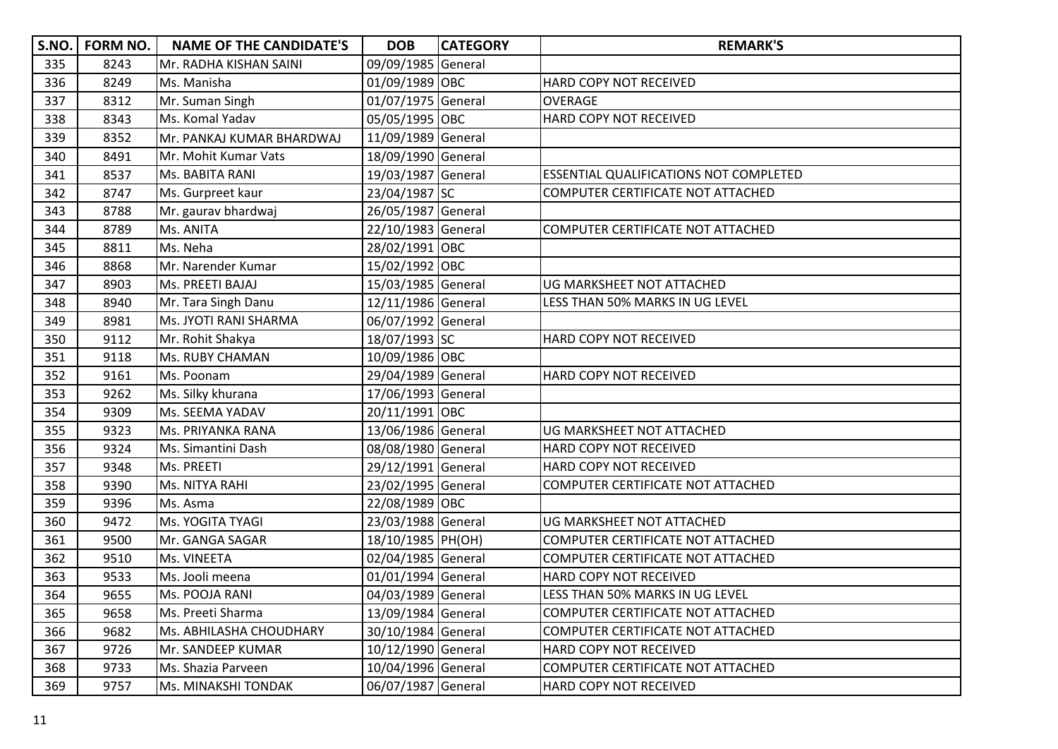| S.NO. | FORM NO. | NAME OF THE CANDIDATE'S | DOB | CATEGORY | REMARK'S |
|---|---|---|---|---|---|
| 335 | 8243 | Mr. RADHA KISHAN SAINI | 09/09/1985 | General | |
| 336 | 8249 | Ms. Manisha | 01/09/1989 | OBC | HARD COPY NOT RECEIVED |
| 337 | 8312 | Mr. Suman Singh | 01/07/1975 | General | OVERAGE |
| 338 | 8343 | Ms. Komal Yadav | 05/05/1995 | OBC | HARD COPY NOT RECEIVED |
| 339 | 8352 | Mr. PANKAJ KUMAR BHARDWAJ | 11/09/1989 | General | |
| 340 | 8491 | Mr. Mohit Kumar Vats | 18/09/1990 | General | |
| 341 | 8537 | Ms. BABITA RANI | 19/03/1987 | General | ESSENTIAL QUALIFICATIONS NOT COMPLETED |
| 342 | 8747 | Ms. Gurpreet kaur | 23/04/1987 | SC | COMPUTER CERTIFICATE NOT ATTACHED |
| 343 | 8788 | Mr. gaurav bhardwaj | 26/05/1987 | General | |
| 344 | 8789 | Ms. ANITA | 22/10/1983 | General | COMPUTER CERTIFICATE NOT ATTACHED |
| 345 | 8811 | Ms. Neha | 28/02/1991 | OBC | |
| 346 | 8868 | Mr. Narender Kumar | 15/02/1992 | OBC | |
| 347 | 8903 | Ms. PREETI BAJAJ | 15/03/1985 | General | UG MARKSHEET NOT ATTACHED |
| 348 | 8940 | Mr. Tara Singh Danu | 12/11/1986 | General | LESS THAN 50% MARKS IN UG LEVEL |
| 349 | 8981 | Ms. JYOTI RANI SHARMA | 06/07/1992 | General | |
| 350 | 9112 | Mr. Rohit Shakya | 18/07/1993 | SC | HARD COPY NOT RECEIVED |
| 351 | 9118 | Ms. RUBY CHAMAN | 10/09/1986 | OBC | |
| 352 | 9161 | Ms. Poonam | 29/04/1989 | General | HARD COPY NOT RECEIVED |
| 353 | 9262 | Ms. Silky khurana | 17/06/1993 | General | |
| 354 | 9309 | Ms. SEEMA YADAV | 20/11/1991 | OBC | |
| 355 | 9323 | Ms. PRIYANKA RANA | 13/06/1986 | General | UG MARKSHEET NOT ATTACHED |
| 356 | 9324 | Ms. Simantini Dash | 08/08/1980 | General | HARD COPY NOT RECEIVED |
| 357 | 9348 | Ms. PREETI | 29/12/1991 | General | HARD COPY NOT RECEIVED |
| 358 | 9390 | Ms. NITYA RAHI | 23/02/1995 | General | COMPUTER CERTIFICATE NOT ATTACHED |
| 359 | 9396 | Ms. Asma | 22/08/1989 | OBC | |
| 360 | 9472 | Ms. YOGITA TYAGI | 23/03/1988 | General | UG MARKSHEET NOT ATTACHED |
| 361 | 9500 | Mr. GANGA SAGAR | 18/10/1985 | PH(OH) | COMPUTER CERTIFICATE NOT ATTACHED |
| 362 | 9510 | Ms. VINEETA | 02/04/1985 | General | COMPUTER CERTIFICATE NOT ATTACHED |
| 363 | 9533 | Ms. Jooli meena | 01/01/1994 | General | HARD COPY NOT RECEIVED |
| 364 | 9655 | Ms. POOJA RANI | 04/03/1989 | General | LESS THAN 50% MARKS IN UG LEVEL |
| 365 | 9658 | Ms. Preeti Sharma | 13/09/1984 | General | COMPUTER CERTIFICATE NOT ATTACHED |
| 366 | 9682 | Ms. ABHILASHA CHOUDHARY | 30/10/1984 | General | COMPUTER CERTIFICATE NOT ATTACHED |
| 367 | 9726 | Mr. SANDEEP KUMAR | 10/12/1990 | General | HARD COPY NOT RECEIVED |
| 368 | 9733 | Ms. Shazia Parveen | 10/04/1996 | General | COMPUTER CERTIFICATE NOT ATTACHED |
| 369 | 9757 | Ms. MINAKSHI TONDAK | 06/07/1987 | General | HARD COPY NOT RECEIVED |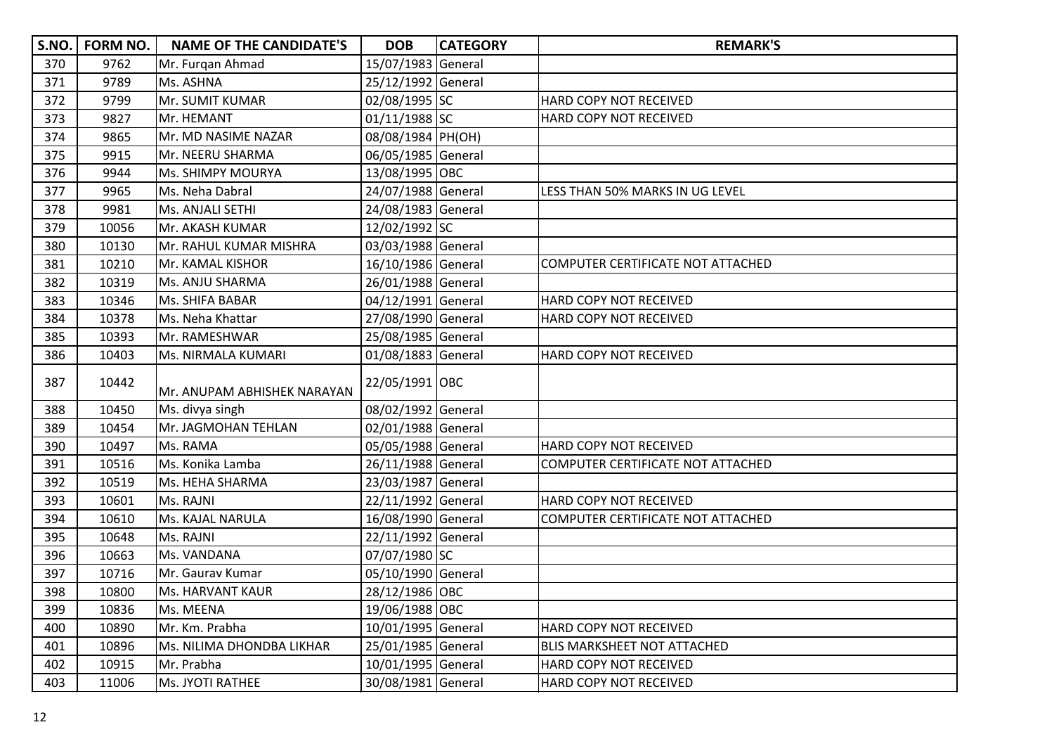| S.NO. | FORM NO. | NAME OF THE CANDIDATE'S | DOB | CATEGORY | REMARK'S |
|---|---|---|---|---|---|
| 370 | 9762 | Mr. Furqan Ahmad | 15/07/1983 | General | |
| 371 | 9789 | Ms. ASHNA | 25/12/1992 | General | |
| 372 | 9799 | Mr. SUMIT KUMAR | 02/08/1995 | SC | HARD COPY NOT RECEIVED |
| 373 | 9827 | Mr. HEMANT | 01/11/1988 | SC | HARD COPY NOT RECEIVED |
| 374 | 9865 | Mr. MD NASIME NAZAR | 08/08/1984 | PH(OH) | |
| 375 | 9915 | Mr. NEERU SHARMA | 06/05/1985 | General | |
| 376 | 9944 | Ms. SHIMPY MOURYA | 13/08/1995 | OBC | |
| 377 | 9965 | Ms. Neha Dabral | 24/07/1988 | General | LESS THAN 50% MARKS IN UG LEVEL |
| 378 | 9981 | Ms. ANJALI SETHI | 24/08/1983 | General | |
| 379 | 10056 | Mr. AKASH KUMAR | 12/02/1992 | SC | |
| 380 | 10130 | Mr. RAHUL KUMAR MISHRA | 03/03/1988 | General | |
| 381 | 10210 | Mr. KAMAL KISHOR | 16/10/1986 | General | COMPUTER CERTIFICATE NOT ATTACHED |
| 382 | 10319 | Ms. ANJU SHARMA | 26/01/1988 | General | |
| 383 | 10346 | Ms. SHIFA BABAR | 04/12/1991 | General | HARD COPY NOT RECEIVED |
| 384 | 10378 | Ms. Neha Khattar | 27/08/1990 | General | HARD COPY NOT RECEIVED |
| 385 | 10393 | Mr. RAMESHWAR | 25/08/1985 | General | |
| 386 | 10403 | Ms. NIRMALA KUMARI | 01/08/1883 | General | HARD COPY NOT RECEIVED |
| 387 | 10442 | Mr. ANUPAM ABHISHEK NARAYAN | 22/05/1991 | OBC | |
| 388 | 10450 | Ms. divya singh | 08/02/1992 | General | |
| 389 | 10454 | Mr. JAGMOHAN TEHLAN | 02/01/1988 | General | |
| 390 | 10497 | Ms. RAMA | 05/05/1988 | General | HARD COPY NOT RECEIVED |
| 391 | 10516 | Ms. Konika Lamba | 26/11/1988 | General | COMPUTER CERTIFICATE NOT ATTACHED |
| 392 | 10519 | Ms. HEHA SHARMA | 23/03/1987 | General | |
| 393 | 10601 | Ms. RAJNI | 22/11/1992 | General | HARD COPY NOT RECEIVED |
| 394 | 10610 | Ms. KAJAL NARULA | 16/08/1990 | General | COMPUTER CERTIFICATE NOT ATTACHED |
| 395 | 10648 | Ms. RAJNI | 22/11/1992 | General | |
| 396 | 10663 | Ms. VANDANA | 07/07/1980 | SC | |
| 397 | 10716 | Mr. Gaurav Kumar | 05/10/1990 | General | |
| 398 | 10800 | Ms. HARVANT KAUR | 28/12/1986 | OBC | |
| 399 | 10836 | Ms. MEENA | 19/06/1988 | OBC | |
| 400 | 10890 | Mr. Km. Prabha | 10/01/1995 | General | HARD COPY NOT RECEIVED |
| 401 | 10896 | Ms. NILIMA DHONDBA LIKHAR | 25/01/1985 | General | BLIS MARKSHEET NOT ATTACHED |
| 402 | 10915 | Mr. Prabha | 10/01/1995 | General | HARD COPY NOT RECEIVED |
| 403 | 11006 | Ms. JYOTI RATHEE | 30/08/1981 | General | HARD COPY NOT RECEIVED |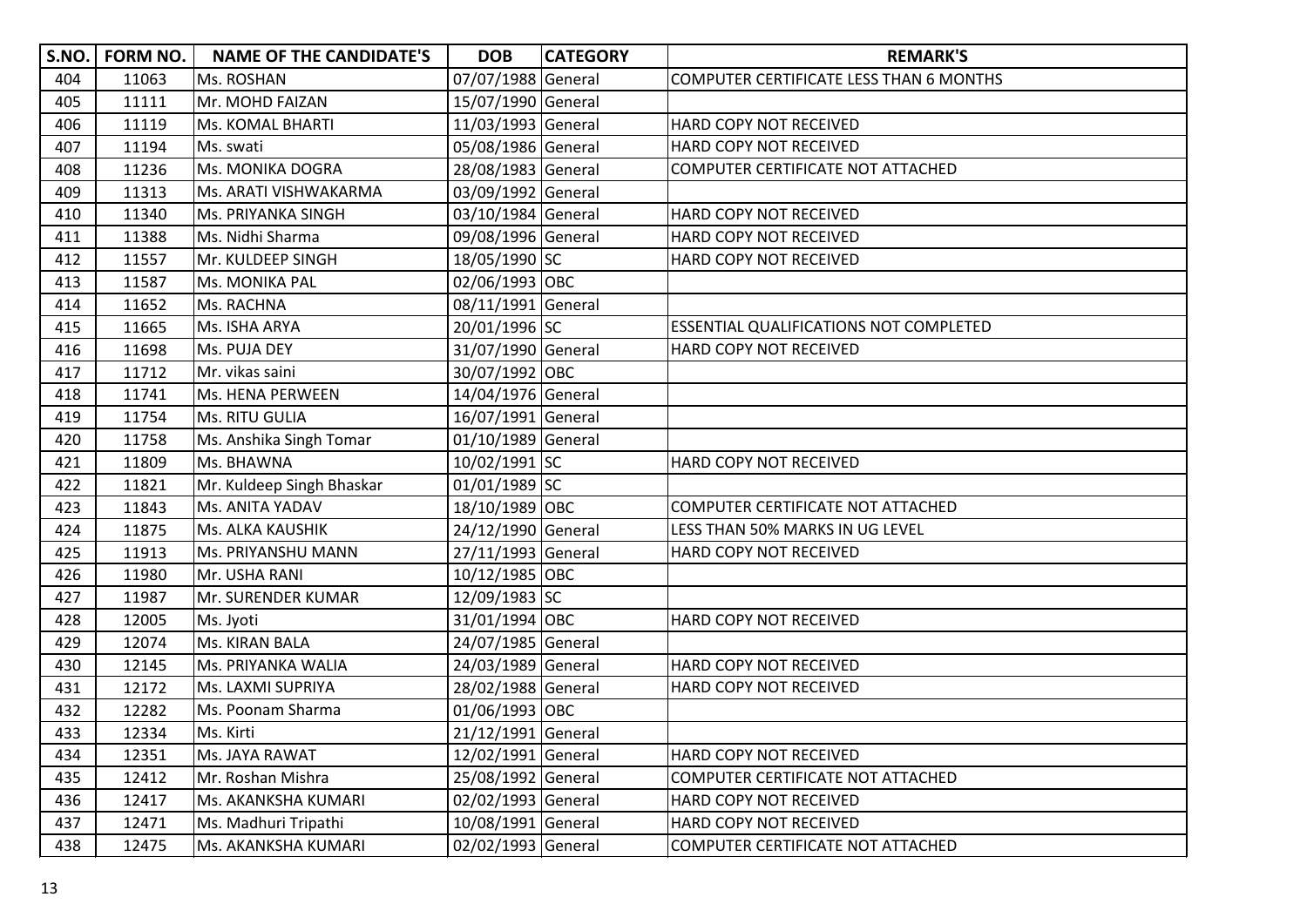| S.NO. | FORM NO. | NAME OF THE CANDIDATE'S | DOB | CATEGORY | REMARK'S |
|---|---|---|---|---|---|
| 404 | 11063 | Ms. ROSHAN | 07/07/1988 | General | COMPUTER CERTIFICATE LESS THAN 6 MONTHS |
| 405 | 11111 | Mr. MOHD FAIZAN | 15/07/1990 | General | |
| 406 | 11119 | Ms. KOMAL BHARTI | 11/03/1993 | General | HARD COPY NOT RECEIVED |
| 407 | 11194 | Ms. swati | 05/08/1986 | General | HARD COPY NOT RECEIVED |
| 408 | 11236 | Ms. MONIKA DOGRA | 28/08/1983 | General | COMPUTER CERTIFICATE NOT ATTACHED |
| 409 | 11313 | Ms. ARATI VISHWAKARMA | 03/09/1992 | General | |
| 410 | 11340 | Ms. PRIYANKA SINGH | 03/10/1984 | General | HARD COPY NOT RECEIVED |
| 411 | 11388 | Ms. Nidhi Sharma | 09/08/1996 | General | HARD COPY NOT RECEIVED |
| 412 | 11557 | Mr. KULDEEP SINGH | 18/05/1990 | SC | HARD COPY NOT RECEIVED |
| 413 | 11587 | Ms. MONIKA PAL | 02/06/1993 | OBC | |
| 414 | 11652 | Ms. RACHNA | 08/11/1991 | General | |
| 415 | 11665 | Ms. ISHA ARYA | 20/01/1996 | SC | ESSENTIAL QUALIFICATIONS NOT COMPLETED |
| 416 | 11698 | Ms. PUJA DEY | 31/07/1990 | General | HARD COPY NOT RECEIVED |
| 417 | 11712 | Mr. vikas saini | 30/07/1992 | OBC | |
| 418 | 11741 | Ms. HENA PERWEEN | 14/04/1976 | General | |
| 419 | 11754 | Ms. RITU GULIA | 16/07/1991 | General | |
| 420 | 11758 | Ms. Anshika Singh Tomar | 01/10/1989 | General | |
| 421 | 11809 | Ms. BHAWNA | 10/02/1991 | SC | HARD COPY NOT RECEIVED |
| 422 | 11821 | Mr. Kuldeep Singh Bhaskar | 01/01/1989 | SC | |
| 423 | 11843 | Ms. ANITA YADAV | 18/10/1989 | OBC | COMPUTER CERTIFICATE NOT ATTACHED |
| 424 | 11875 | Ms. ALKA KAUSHIK | 24/12/1990 | General | LESS THAN 50% MARKS IN UG LEVEL |
| 425 | 11913 | Ms. PRIYANSHU MANN | 27/11/1993 | General | HARD COPY NOT RECEIVED |
| 426 | 11980 | Mr. USHA RANI | 10/12/1985 | OBC | |
| 427 | 11987 | Mr. SURENDER KUMAR | 12/09/1983 | SC | |
| 428 | 12005 | Ms. Jyoti | 31/01/1994 | OBC | HARD COPY NOT RECEIVED |
| 429 | 12074 | Ms. KIRAN BALA | 24/07/1985 | General | |
| 430 | 12145 | Ms. PRIYANKA WALIA | 24/03/1989 | General | HARD COPY NOT RECEIVED |
| 431 | 12172 | Ms. LAXMI SUPRIYA | 28/02/1988 | General | HARD COPY NOT RECEIVED |
| 432 | 12282 | Ms. Poonam Sharma | 01/06/1993 | OBC | |
| 433 | 12334 | Ms. Kirti | 21/12/1991 | General | |
| 434 | 12351 | Ms. JAYA RAWAT | 12/02/1991 | General | HARD COPY NOT RECEIVED |
| 435 | 12412 | Mr. Roshan Mishra | 25/08/1992 | General | COMPUTER CERTIFICATE NOT ATTACHED |
| 436 | 12417 | Ms. AKANKSHA KUMARI | 02/02/1993 | General | HARD COPY NOT RECEIVED |
| 437 | 12471 | Ms. Madhuri Tripathi | 10/08/1991 | General | HARD COPY NOT RECEIVED |
| 438 | 12475 | Ms. AKANKSHA KUMARI | 02/02/1993 | General | COMPUTER CERTIFICATE NOT ATTACHED |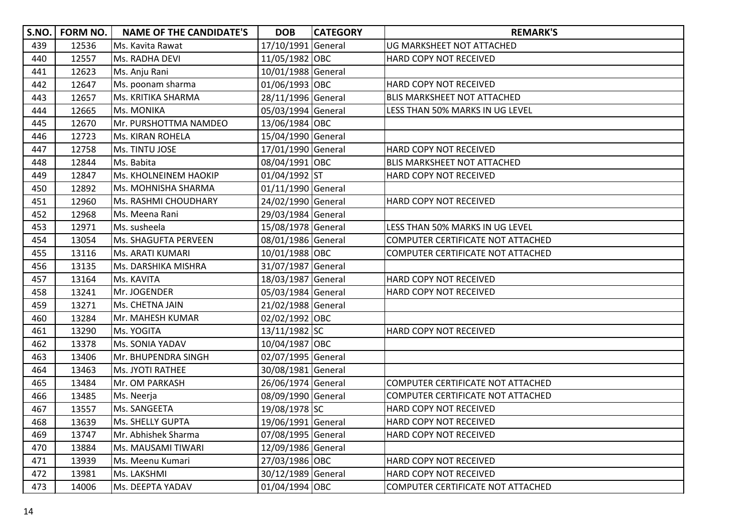| S.NO. | FORM NO. | NAME OF THE CANDIDATE'S | DOB | CATEGORY | REMARK'S |
|---|---|---|---|---|---|
| 439 | 12536 | Ms. Kavita Rawat | 17/10/1991 | General | UG MARKSHEET NOT ATTACHED |
| 440 | 12557 | Ms. RADHA DEVI | 11/05/1982 | OBC | HARD COPY NOT RECEIVED |
| 441 | 12623 | Ms. Anju Rani | 10/01/1988 | General | |
| 442 | 12647 | Ms. poonam sharma | 01/06/1993 | OBC | HARD COPY NOT RECEIVED |
| 443 | 12657 | Ms. KRITIKA SHARMA | 28/11/1996 | General | BLIS MARKSHEET NOT ATTACHED |
| 444 | 12665 | Ms. MONIKA | 05/03/1994 | General | LESS THAN 50% MARKS IN UG LEVEL |
| 445 | 12670 | Mr. PURSHOTTMA NAMDEO | 13/06/1984 | OBC | |
| 446 | 12723 | Ms. KIRAN ROHELA | 15/04/1990 | General | |
| 447 | 12758 | Ms. TINTU JOSE | 17/01/1990 | General | HARD COPY NOT RECEIVED |
| 448 | 12844 | Ms. Babita | 08/04/1991 | OBC | BLIS MARKSHEET NOT ATTACHED |
| 449 | 12847 | Ms. KHOLNEINEM HAOKIP | 01/04/1992 | ST | HARD COPY NOT RECEIVED |
| 450 | 12892 | Ms. MOHNISHA SHARMA | 01/11/1990 | General | |
| 451 | 12960 | Ms. RASHMI CHOUDHARY | 24/02/1990 | General | HARD COPY NOT RECEIVED |
| 452 | 12968 | Ms. Meena Rani | 29/03/1984 | General | |
| 453 | 12971 | Ms. susheela | 15/08/1978 | General | LESS THAN 50% MARKS IN UG LEVEL |
| 454 | 13054 | Ms. SHAGUFTA PERVEEN | 08/01/1986 | General | COMPUTER CERTIFICATE NOT ATTACHED |
| 455 | 13116 | Ms. ARATI KUMARI | 10/01/1988 | OBC | COMPUTER CERTIFICATE NOT ATTACHED |
| 456 | 13135 | Ms. DARSHIKA MISHRA | 31/07/1987 | General | |
| 457 | 13164 | Ms. KAVITA | 18/03/1987 | General | HARD COPY NOT RECEIVED |
| 458 | 13241 | Mr. JOGENDER | 05/03/1984 | General | HARD COPY NOT RECEIVED |
| 459 | 13271 | Ms. CHETNA JAIN | 21/02/1988 | General | |
| 460 | 13284 | Mr. MAHESH KUMAR | 02/02/1992 | OBC | |
| 461 | 13290 | Ms. YOGITA | 13/11/1982 | SC | HARD COPY NOT RECEIVED |
| 462 | 13378 | Ms. SONIA YADAV | 10/04/1987 | OBC | |
| 463 | 13406 | Mr. BHUPENDRA SINGH | 02/07/1995 | General | |
| 464 | 13463 | Ms. JYOTI RATHEE | 30/08/1981 | General | |
| 465 | 13484 | Mr. OM PARKASH | 26/06/1974 | General | COMPUTER CERTIFICATE NOT ATTACHED |
| 466 | 13485 | Ms. Neerja | 08/09/1990 | General | COMPUTER CERTIFICATE NOT ATTACHED |
| 467 | 13557 | Ms. SANGEETA | 19/08/1978 | SC | HARD COPY NOT RECEIVED |
| 468 | 13639 | Ms. SHELLY GUPTA | 19/06/1991 | General | HARD COPY NOT RECEIVED |
| 469 | 13747 | Mr. Abhishek Sharma | 07/08/1995 | General | HARD COPY NOT RECEIVED |
| 470 | 13884 | Ms. MAUSAMI TIWARI | 12/09/1986 | General | |
| 471 | 13939 | Ms. Meenu Kumari | 27/03/1986 | OBC | HARD COPY NOT RECEIVED |
| 472 | 13981 | Ms. LAKSHMI | 30/12/1989 | General | HARD COPY NOT RECEIVED |
| 473 | 14006 | Ms. DEEPTA YADAV | 01/04/1994 | OBC | COMPUTER CERTIFICATE NOT ATTACHED |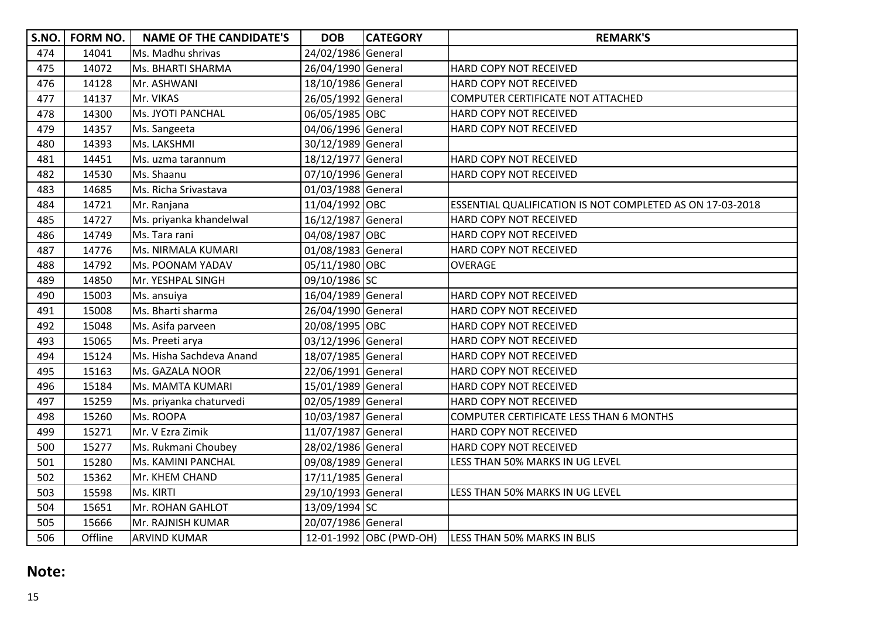| S.NO. | FORM NO. | NAME OF THE CANDIDATE'S | DOB | CATEGORY | REMARK'S |
|---|---|---|---|---|---|
| 474 | 14041 | Ms. Madhu shrivas | 24/02/1986 | General | |
| 475 | 14072 | Ms. BHARTI SHARMA | 26/04/1990 | General | HARD COPY NOT RECEIVED |
| 476 | 14128 | Mr. ASHWANI | 18/10/1986 | General | HARD COPY NOT RECEIVED |
| 477 | 14137 | Mr. VIKAS | 26/05/1992 | General | COMPUTER CERTIFICATE NOT ATTACHED |
| 478 | 14300 | Ms. JYOTI PANCHAL | 06/05/1985 | OBC | HARD COPY NOT RECEIVED |
| 479 | 14357 | Ms. Sangeeta | 04/06/1996 | General | HARD COPY NOT RECEIVED |
| 480 | 14393 | Ms. LAKSHMI | 30/12/1989 | General | |
| 481 | 14451 | Ms. uzma tarannum | 18/12/1977 | General | HARD COPY NOT RECEIVED |
| 482 | 14530 | Ms. Shaanu | 07/10/1996 | General | HARD COPY NOT RECEIVED |
| 483 | 14685 | Ms. Richa Srivastava | 01/03/1988 | General | |
| 484 | 14721 | Mr. Ranjana | 11/04/1992 | OBC | ESSENTIAL QUALIFICATION IS NOT COMPLETED AS ON 17-03-2018 |
| 485 | 14727 | Ms. priyanka khandelwal | 16/12/1987 | General | HARD COPY NOT RECEIVED |
| 486 | 14749 | Ms. Tara rani | 04/08/1987 | OBC | HARD COPY NOT RECEIVED |
| 487 | 14776 | Ms. NIRMALA KUMARI | 01/08/1983 | General | HARD COPY NOT RECEIVED |
| 488 | 14792 | Ms. POONAM YADAV | 05/11/1980 | OBC | OVERAGE |
| 489 | 14850 | Mr. YESHPAL SINGH | 09/10/1986 | SC | |
| 490 | 15003 | Ms. ansuiya | 16/04/1989 | General | HARD COPY NOT RECEIVED |
| 491 | 15008 | Ms. Bharti sharma | 26/04/1990 | General | HARD COPY NOT RECEIVED |
| 492 | 15048 | Ms. Asifa parveen | 20/08/1995 | OBC | HARD COPY NOT RECEIVED |
| 493 | 15065 | Ms. Preeti arya | 03/12/1996 | General | HARD COPY NOT RECEIVED |
| 494 | 15124 | Ms. Hisha Sachdeva Anand | 18/07/1985 | General | HARD COPY NOT RECEIVED |
| 495 | 15163 | Ms. GAZALA NOOR | 22/06/1991 | General | HARD COPY NOT RECEIVED |
| 496 | 15184 | Ms. MAMTA KUMARI | 15/01/1989 | General | HARD COPY NOT RECEIVED |
| 497 | 15259 | Ms. priyanka chaturvedi | 02/05/1989 | General | HARD COPY NOT RECEIVED |
| 498 | 15260 | Ms. ROOPA | 10/03/1987 | General | COMPUTER CERTIFICATE LESS THAN 6 MONTHS |
| 499 | 15271 | Mr. V Ezra Zimik | 11/07/1987 | General | HARD COPY NOT RECEIVED |
| 500 | 15277 | Ms. Rukmani Choubey | 28/02/1986 | General | HARD COPY NOT RECEIVED |
| 501 | 15280 | Ms. KAMINI PANCHAL | 09/08/1989 | General | LESS THAN 50% MARKS IN UG LEVEL |
| 502 | 15362 | Mr. KHEM CHAND | 17/11/1985 | General | |
| 503 | 15598 | Ms. KIRTI | 29/10/1993 | General | LESS THAN 50% MARKS IN UG LEVEL |
| 504 | 15651 | Mr. ROHAN GAHLOT | 13/09/1994 | SC | |
| 505 | 15666 | Mr. RAJNISH KUMAR | 20/07/1986 | General | |
| 506 | Offline | ARVIND KUMAR | 12-01-1992 | OBC (PWD-OH) | LESS THAN 50% MARKS IN BLIS |

## Note: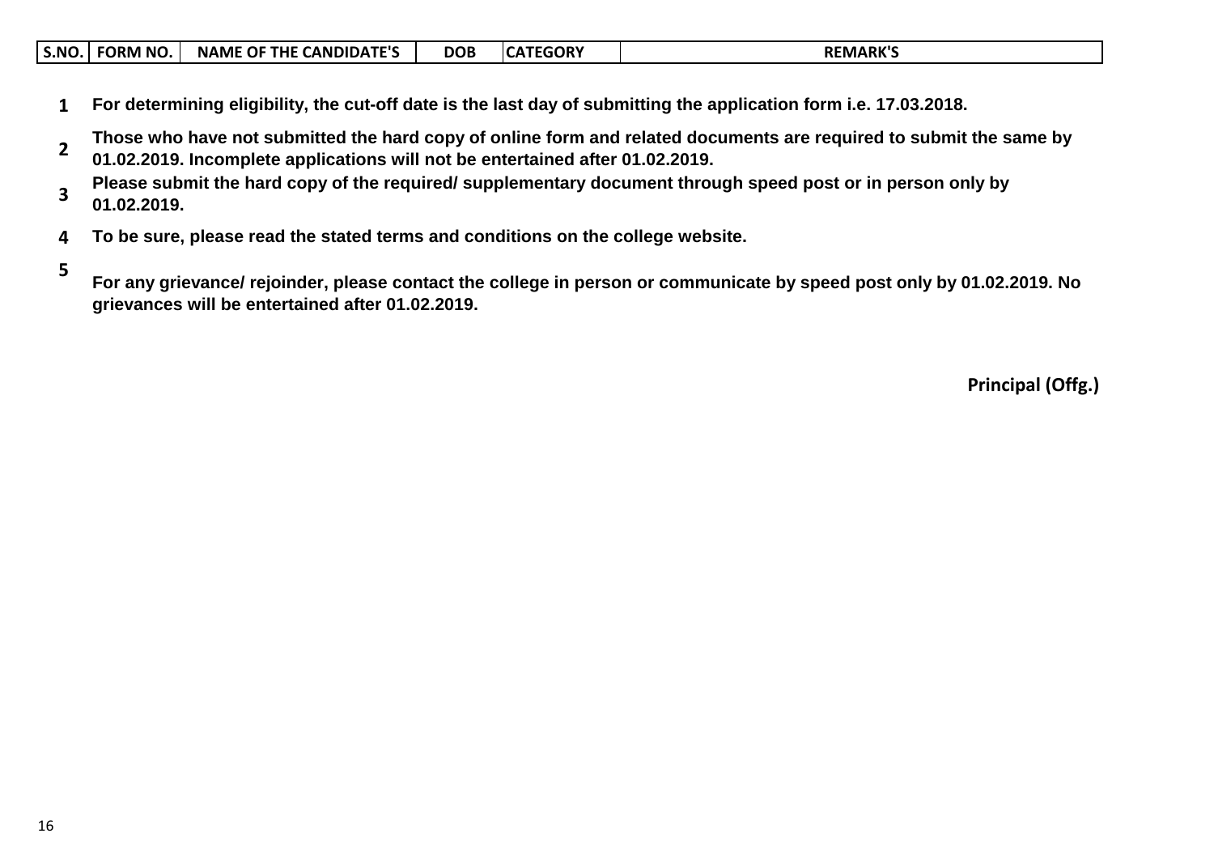| S.NO. | FORM NO. | NAME OF THE CANDIDATE'S | DOB | CATEGORY | REMARK'S |
|---|---|---|---|---|---|

1. **For determining eligibility, the cut-off date is the last day of submitting the application form i.e. 17.03.2018.**
2. **Those who have not submitted the hard copy of online form and related documents are required to submit the same by 01.02.2019. Incomplete applications will not be entertained after 01.02.2019.**
3. **Please submit the hard copy of the required/ supplementary document through speed post or in person only by 01.02.2019.**
4. **To be sure, please read the stated terms and conditions on the college website.**
5. **For any grievance/ rejoinder, please contact the college in person or communicate by speed post only by 01.02.2019. No grievances will be entertained after 01.02.2019.**

**Principal (Offg.)**